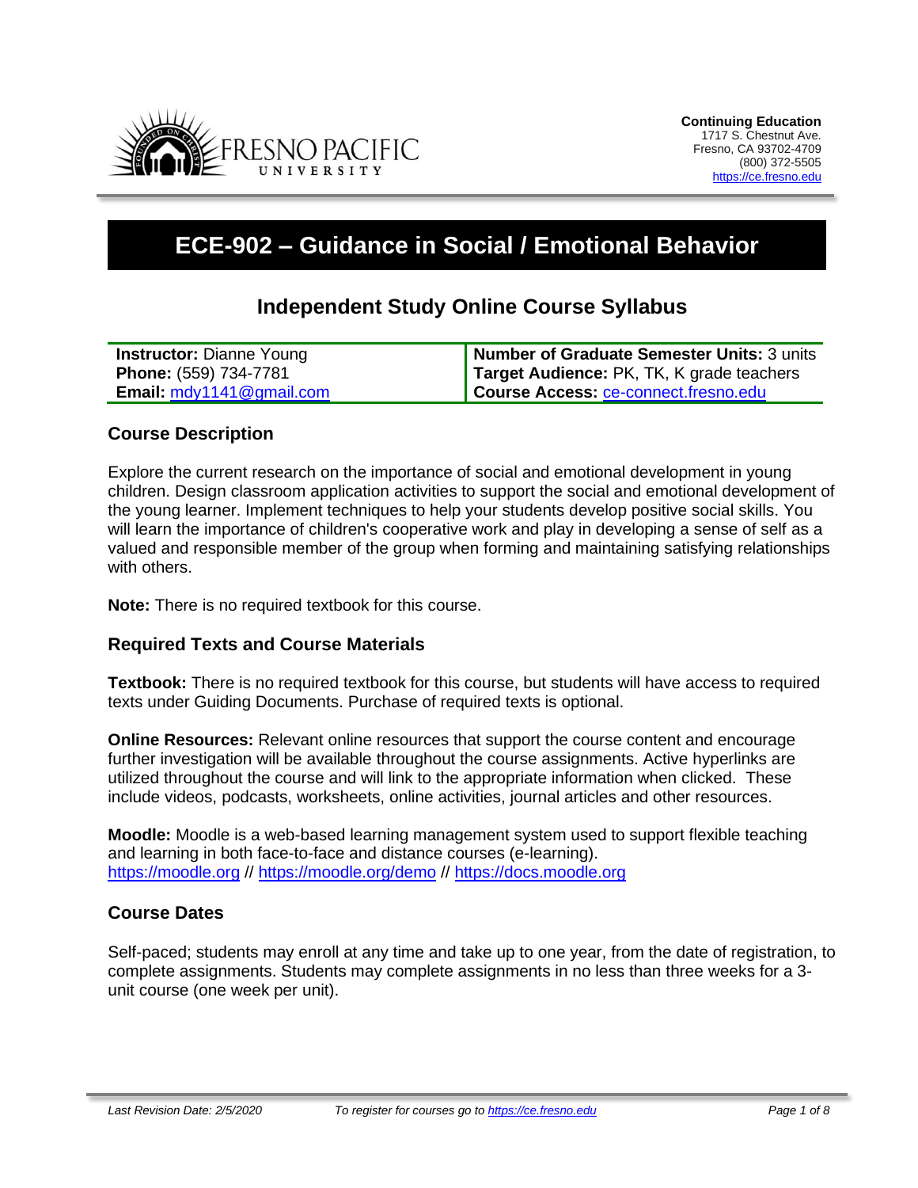**Continuing Education**
1717 S. Chestnut Ave.
Fresno, CA 93702-4709
(800) 372-5505
https://ce.fresno.edu

# ECE-902 – Guidance in Social / Emotional Behavior

## Independent Study Online Course Syllabus

| | |
|---|---|
| **Instructor:** Dianne Young<br>**Phone:** (559) 734-7781<br>**Email:** mdy1141@gmail.com | **Number of Graduate Semester Units:** 3 units<br>**Target Audience:** PK, TK, K grade teachers<br>**Course Access:** ce-connect.fresno.edu |

### Course Description

Explore the current research on the importance of social and emotional development in young children. Design classroom application activities to support the social and emotional development of the young learner. Implement techniques to help your students develop positive social skills. You will learn the importance of children's cooperative work and play in developing a sense of self as a valued and responsible member of the group when forming and maintaining satisfying relationships with others.

**Note:** There is no required textbook for this course.

### Required Texts and Course Materials

**Textbook:** There is no required textbook for this course, but students will have access to required texts under Guiding Documents. Purchase of required texts is optional.

**Online Resources:** Relevant online resources that support the course content and encourage further investigation will be available throughout the course assignments. Active hyperlinks are utilized throughout the course and will link to the appropriate information when clicked. These include videos, podcasts, worksheets, online activities, journal articles and other resources.

**Moodle:** Moodle is a web-based learning management system used to support flexible teaching and learning in both face-to-face and distance courses (e-learning). https://moodle.org // https://moodle.org/demo // https://docs.moodle.org

### Course Dates

Self-paced; students may enroll at any time and take up to one year, from the date of registration, to complete assignments. Students may complete assignments in no less than three weeks for a 3-unit course (one week per unit).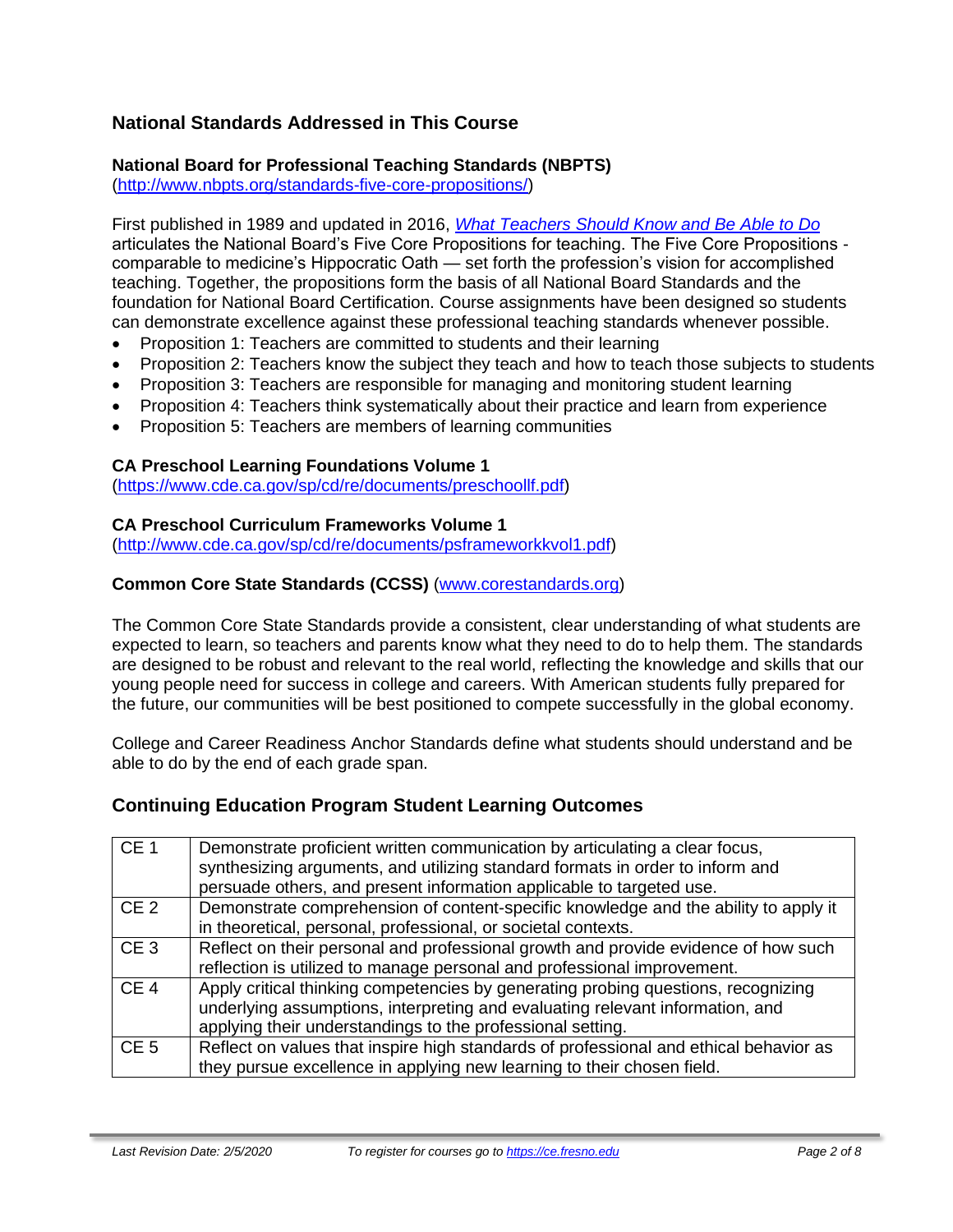## National Standards Addressed in This Course

### National Board for Professional Teaching Standards (NBPTS)

(http://www.nbpts.org/standards-five-core-propositions/)

First published in 1989 and updated in 2016, *What Teachers Should Know and Be Able to Do* articulates the National Board's Five Core Propositions for teaching. The Five Core Propositions - comparable to medicine's Hippocratic Oath — set forth the profession's vision for accomplished teaching. Together, the propositions form the basis of all National Board Standards and the foundation for National Board Certification. Course assignments have been designed so students can demonstrate excellence against these professional teaching standards whenever possible.

- Proposition 1: Teachers are committed to students and their learning
- Proposition 2: Teachers know the subject they teach and how to teach those subjects to students
- Proposition 3: Teachers are responsible for managing and monitoring student learning
- Proposition 4: Teachers think systematically about their practice and learn from experience
- Proposition 5: Teachers are members of learning communities

### CA Preschool Learning Foundations Volume 1

(https://www.cde.ca.gov/sp/cd/re/documents/preschoollf.pdf)

### CA Preschool Curriculum Frameworks Volume 1

(http://www.cde.ca.gov/sp/cd/re/documents/psframeworkkvol1.pdf)

**Common Core State Standards (CCSS)** (www.corestandards.org)

The Common Core State Standards provide a consistent, clear understanding of what students are expected to learn, so teachers and parents know what they need to do to help them. The standards are designed to be robust and relevant to the real world, reflecting the knowledge and skills that our young people need for success in college and careers. With American students fully prepared for the future, our communities will be best positioned to compete successfully in the global economy.

College and Career Readiness Anchor Standards define what students should understand and be able to do by the end of each grade span.

## Continuing Education Program Student Learning Outcomes

| | |
|---|---|
| CE 1 | Demonstrate proficient written communication by articulating a clear focus, synthesizing arguments, and utilizing standard formats in order to inform and persuade others, and present information applicable to targeted use. |
| CE 2 | Demonstrate comprehension of content-specific knowledge and the ability to apply it in theoretical, personal, professional, or societal contexts. |
| CE 3 | Reflect on their personal and professional growth and provide evidence of how such reflection is utilized to manage personal and professional improvement. |
| CE 4 | Apply critical thinking competencies by generating probing questions, recognizing underlying assumptions, interpreting and evaluating relevant information, and applying their understandings to the professional setting. |
| CE 5 | Reflect on values that inspire high standards of professional and ethical behavior as they pursue excellence in applying new learning to their chosen field. |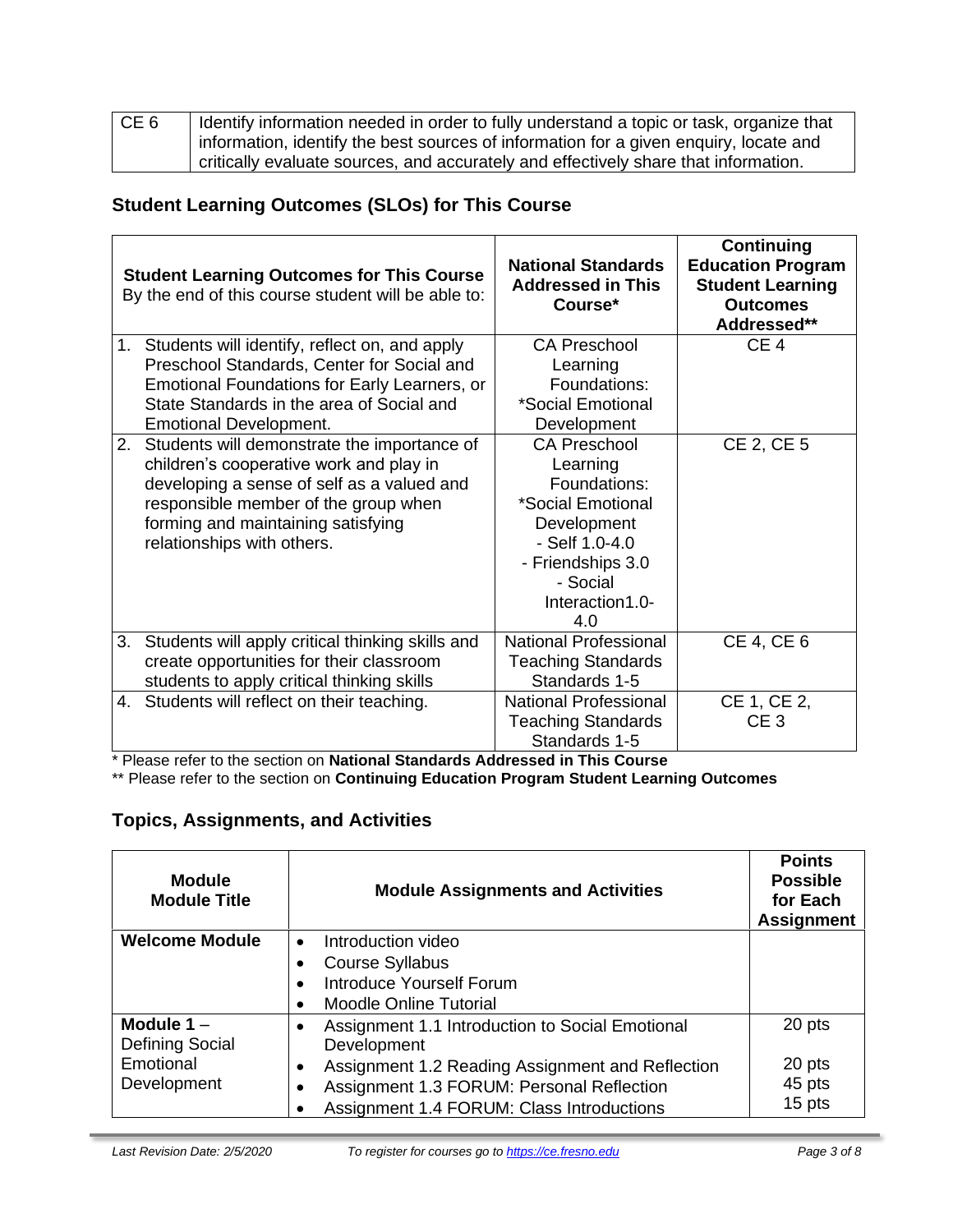| | |
|---|---|
| CE 6 | Identify information needed in order to fully understand a topic or task, organize that information, identify the best sources of information for a given enquiry, locate and critically evaluate sources, and accurately and effectively share that information. |

## Student Learning Outcomes (SLOs) for This Course

| **Student Learning Outcomes for This Course** By the end of this course student will be able to: | **National Standards Addressed in This Course*** | **Continuing Education Program Student Learning Outcomes Addressed**** |
|---|---|---|
| 1. Students will identify, reflect on, and apply Preschool Standards, Center for Social and Emotional Foundations for Early Learners, or State Standards in the area of Social and Emotional Development. | CA Preschool Learning Foundations: *Social Emotional Development | CE 4 |
| 2. Students will demonstrate the importance of children's cooperative work and play in developing a sense of self as a valued and responsible member of the group when forming and maintaining satisfying relationships with others. | CA Preschool Learning Foundations: *Social Emotional Development - Self 1.0-4.0 - Friendships 3.0 - Social Interaction1.0-4.0 | CE 2, CE 5 |
| 3. Students will apply critical thinking skills and create opportunities for their classroom students to apply critical thinking skills | National Professional Teaching Standards Standards 1-5 | CE 4, CE 6 |
| 4. Students will reflect on their teaching. | National Professional Teaching Standards Standards 1-5 | CE 1, CE 2, CE 3 |

* Please refer to the section on **National Standards Addressed in This Course**

** Please refer to the section on **Continuing Education Program Student Learning Outcomes**

## Topics, Assignments, and Activities

| **Module Module Title** | **Module Assignments and Activities** | **Points Possible for Each Assignment** |
|---|---|---|
| **Welcome Module** | • Introduction video<br>• Course Syllabus<br>• Introduce Yourself Forum<br>• Moodle Online Tutorial | |
| **Module 1** – Defining Social Emotional Development | • Assignment 1.1 Introduction to Social Emotional Development<br>• Assignment 1.2 Reading Assignment and Reflection<br>• Assignment 1.3 FORUM: Personal Reflection<br>• Assignment 1.4 FORUM: Class Introductions | 20 pts<br>20 pts<br>45 pts<br>15 pts |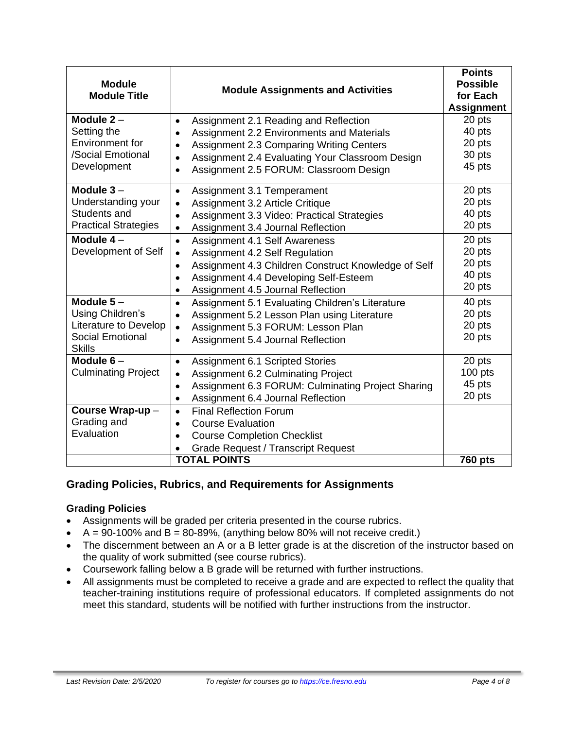| Module<br>Module Title | Module Assignments and Activities | Points Possible for Each Assignment |
|---|---|---|
| **Module 2** – Setting the Environment for /Social Emotional Development | • Assignment 2.1 Reading and Reflection<br>• Assignment 2.2 Environments and Materials<br>• Assignment 2.3 Comparing Writing Centers<br>• Assignment 2.4 Evaluating Your Classroom Design<br>• Assignment 2.5 FORUM: Classroom Design | 20 pts<br>40 pts<br>20 pts<br>30 pts<br>45 pts |
| **Module 3** – Understanding your Students and Practical Strategies | • Assignment 3.1 Temperament<br>• Assignment 3.2 Article Critique<br>• Assignment 3.3 Video: Practical Strategies<br>• Assignment 3.4 Journal Reflection | 20 pts<br>20 pts<br>40 pts<br>20 pts |
| **Module 4** – Development of Self | • Assignment 4.1 Self Awareness<br>• Assignment 4.2 Self Regulation<br>• Assignment 4.3 Children Construct Knowledge of Self<br>• Assignment 4.4 Developing Self-Esteem<br>• Assignment 4.5 Journal Reflection | 20 pts<br>20 pts<br>20 pts<br>40 pts<br>20 pts |
| **Module 5** – Using Children's Literature to Develop Social Emotional Skills | • Assignment 5.1 Evaluating Children's Literature<br>• Assignment 5.2 Lesson Plan using Literature<br>• Assignment 5.3 FORUM: Lesson Plan<br>• Assignment 5.4 Journal Reflection | 40 pts<br>20 pts<br>20 pts<br>20 pts |
| **Module 6** – Culminating Project | • Assignment 6.1 Scripted Stories<br>• Assignment 6.2 Culminating Project<br>• Assignment 6.3 FORUM: Culminating Project Sharing<br>• Assignment 6.4 Journal Reflection | 20 pts<br>100 pts<br>45 pts<br>20 pts |
| **Course Wrap-up** – Grading and Evaluation | • Final Reflection Forum<br>• Course Evaluation<br>• Course Completion Checklist<br>• Grade Request / Transcript Request | |
| | **TOTAL POINTS** | **760 pts** |

## Grading Policies, Rubrics, and Requirements for Assignments

### Grading Policies

- Assignments will be graded per criteria presented in the course rubrics.
- A = 90-100% and B = 80-89%, (anything below 80% will not receive credit.)
- The discernment between an A or a B letter grade is at the discretion of the instructor based on the quality of work submitted (see course rubrics).
- Coursework falling below a B grade will be returned with further instructions.
- All assignments must be completed to receive a grade and are expected to reflect the quality that teacher-training institutions require of professional educators. If completed assignments do not meet this standard, students will be notified with further instructions from the instructor.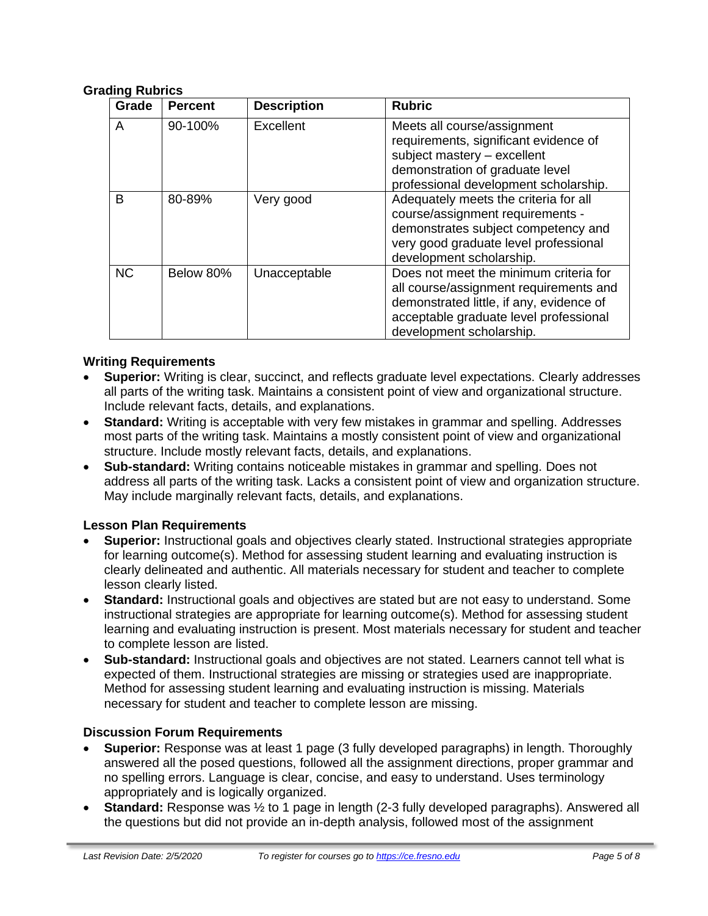### Grading Rubrics

| Grade | Percent | Description | Rubric |
| --- | --- | --- | --- |
| A | 90-100% | Excellent | Meets all course/assignment requirements, significant evidence of subject mastery – excellent demonstration of graduate level professional development scholarship. |
| B | 80-89% | Very good | Adequately meets the criteria for all course/assignment requirements - demonstrates subject competency and very good graduate level professional development scholarship. |
| NC | Below 80% | Unacceptable | Does not meet the minimum criteria for all course/assignment requirements and demonstrated little, if any, evidence of acceptable graduate level professional development scholarship. |

### Writing Requirements

- **Superior:** Writing is clear, succinct, and reflects graduate level expectations. Clearly addresses all parts of the writing task. Maintains a consistent point of view and organizational structure. Include relevant facts, details, and explanations.
- **Standard:** Writing is acceptable with very few mistakes in grammar and spelling. Addresses most parts of the writing task. Maintains a mostly consistent point of view and organizational structure. Include mostly relevant facts, details, and explanations.
- **Sub-standard:** Writing contains noticeable mistakes in grammar and spelling. Does not address all parts of the writing task. Lacks a consistent point of view and organization structure. May include marginally relevant facts, details, and explanations.

### Lesson Plan Requirements

- **Superior:** Instructional goals and objectives clearly stated. Instructional strategies appropriate for learning outcome(s). Method for assessing student learning and evaluating instruction is clearly delineated and authentic. All materials necessary for student and teacher to complete lesson clearly listed.
- **Standard:** Instructional goals and objectives are stated but are not easy to understand. Some instructional strategies are appropriate for learning outcome(s). Method for assessing student learning and evaluating instruction is present. Most materials necessary for student and teacher to complete lesson are listed.
- **Sub-standard:** Instructional goals and objectives are not stated. Learners cannot tell what is expected of them. Instructional strategies are missing or strategies used are inappropriate. Method for assessing student learning and evaluating instruction is missing. Materials necessary for student and teacher to complete lesson are missing.

### Discussion Forum Requirements

- **Superior:** Response was at least 1 page (3 fully developed paragraphs) in length. Thoroughly answered all the posed questions, followed all the assignment directions, proper grammar and no spelling errors. Language is clear, concise, and easy to understand. Uses terminology appropriately and is logically organized.
- **Standard:** Response was ½ to 1 page in length (2-3 fully developed paragraphs). Answered all the questions but did not provide an in-depth analysis, followed most of the assignment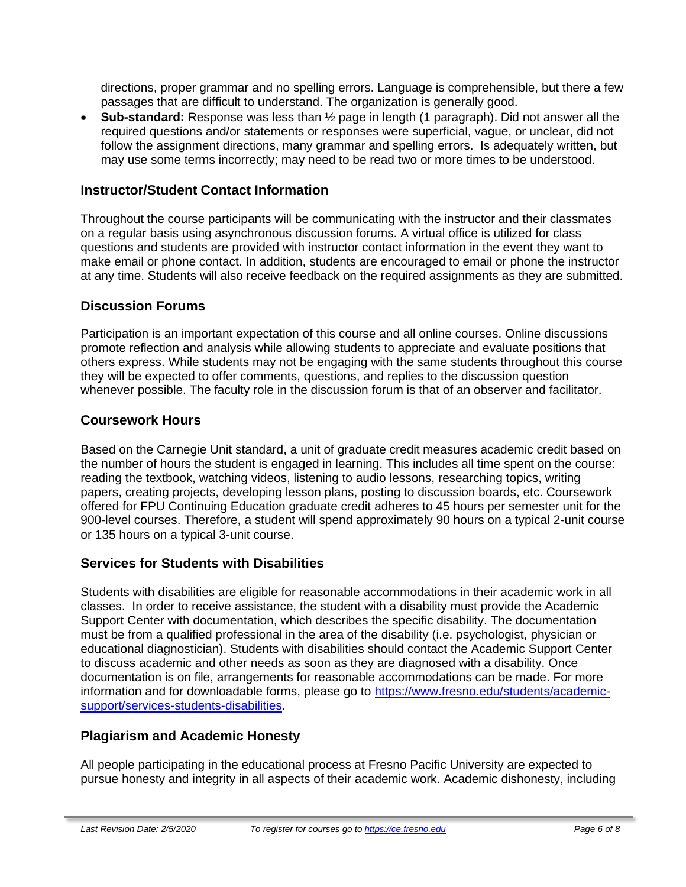directions, proper grammar and no spelling errors. Language is comprehensible, but there a few passages that are difficult to understand. The organization is generally good.

- **Sub-standard:** Response was less than ½ page in length (1 paragraph). Did not answer all the required questions and/or statements or responses were superficial, vague, or unclear, did not follow the assignment directions, many grammar and spelling errors. Is adequately written, but may use some terms incorrectly; may need to be read two or more times to be understood.

## Instructor/Student Contact Information

Throughout the course participants will be communicating with the instructor and their classmates on a regular basis using asynchronous discussion forums. A virtual office is utilized for class questions and students are provided with instructor contact information in the event they want to make email or phone contact. In addition, students are encouraged to email or phone the instructor at any time. Students will also receive feedback on the required assignments as they are submitted.

## Discussion Forums

Participation is an important expectation of this course and all online courses. Online discussions promote reflection and analysis while allowing students to appreciate and evaluate positions that others express. While students may not be engaging with the same students throughout this course they will be expected to offer comments, questions, and replies to the discussion question whenever possible. The faculty role in the discussion forum is that of an observer and facilitator.

## Coursework Hours

Based on the Carnegie Unit standard, a unit of graduate credit measures academic credit based on the number of hours the student is engaged in learning. This includes all time spent on the course: reading the textbook, watching videos, listening to audio lessons, researching topics, writing papers, creating projects, developing lesson plans, posting to discussion boards, etc. Coursework offered for FPU Continuing Education graduate credit adheres to 45 hours per semester unit for the 900-level courses. Therefore, a student will spend approximately 90 hours on a typical 2-unit course or 135 hours on a typical 3-unit course.

## Services for Students with Disabilities

Students with disabilities are eligible for reasonable accommodations in their academic work in all classes. In order to receive assistance, the student with a disability must provide the Academic Support Center with documentation, which describes the specific disability. The documentation must be from a qualified professional in the area of the disability (i.e. psychologist, physician or educational diagnostician). Students with disabilities should contact the Academic Support Center to discuss academic and other needs as soon as they are diagnosed with a disability. Once documentation is on file, arrangements for reasonable accommodations can be made. For more information and for downloadable forms, please go to [https://www.fresno.edu/students/academic-support/services-students-disabilities](https://www.fresno.edu/students/academic-support/services-students-disabilities).

## Plagiarism and Academic Honesty

All people participating in the educational process at Fresno Pacific University are expected to pursue honesty and integrity in all aspects of their academic work. Academic dishonesty, including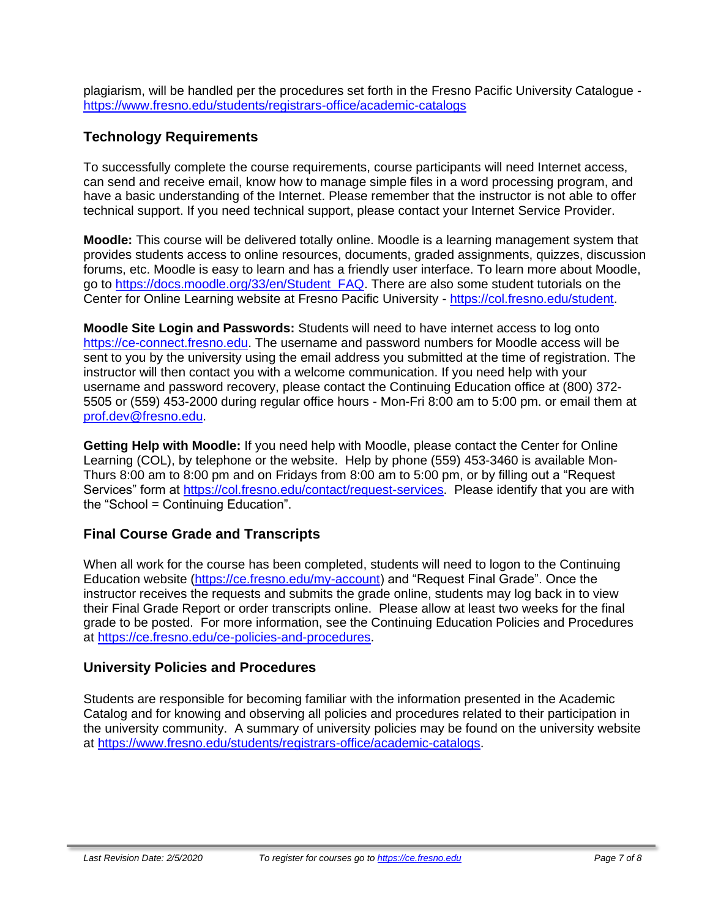plagiarism, will be handled per the procedures set forth in the Fresno Pacific University Catalogue - https://www.fresno.edu/students/registrars-office/academic-catalogs

## Technology Requirements

To successfully complete the course requirements, course participants will need Internet access, can send and receive email, know how to manage simple files in a word processing program, and have a basic understanding of the Internet. Please remember that the instructor is not able to offer technical support. If you need technical support, please contact your Internet Service Provider.

**Moodle:** This course will be delivered totally online. Moodle is a learning management system that provides students access to online resources, documents, graded assignments, quizzes, discussion forums, etc. Moodle is easy to learn and has a friendly user interface. To learn more about Moodle, go to https://docs.moodle.org/33/en/Student_FAQ. There are also some student tutorials on the Center for Online Learning website at Fresno Pacific University - https://col.fresno.edu/student.

**Moodle Site Login and Passwords:** Students will need to have internet access to log onto https://ce-connect.fresno.edu. The username and password numbers for Moodle access will be sent to you by the university using the email address you submitted at the time of registration. The instructor will then contact you with a welcome communication. If you need help with your username and password recovery, please contact the Continuing Education office at (800) 372-5505 or (559) 453-2000 during regular office hours - Mon-Fri 8:00 am to 5:00 pm. or email them at prof.dev@fresno.edu.

**Getting Help with Moodle:** If you need help with Moodle, please contact the Center for Online Learning (COL), by telephone or the website. Help by phone (559) 453-3460 is available Mon-Thurs 8:00 am to 8:00 pm and on Fridays from 8:00 am to 5:00 pm, or by filling out a "Request Services" form at https://col.fresno.edu/contact/request-services. Please identify that you are with the "School = Continuing Education".

## Final Course Grade and Transcripts

When all work for the course has been completed, students will need to logon to the Continuing Education website (https://ce.fresno.edu/my-account) and "Request Final Grade". Once the instructor receives the requests and submits the grade online, students may log back in to view their Final Grade Report or order transcripts online. Please allow at least two weeks for the final grade to be posted. For more information, see the Continuing Education Policies and Procedures at https://ce.fresno.edu/ce-policies-and-procedures.

## University Policies and Procedures

Students are responsible for becoming familiar with the information presented in the Academic Catalog and for knowing and observing all policies and procedures related to their participation in the university community. A summary of university policies may be found on the university website at https://www.fresno.edu/students/registrars-office/academic-catalogs.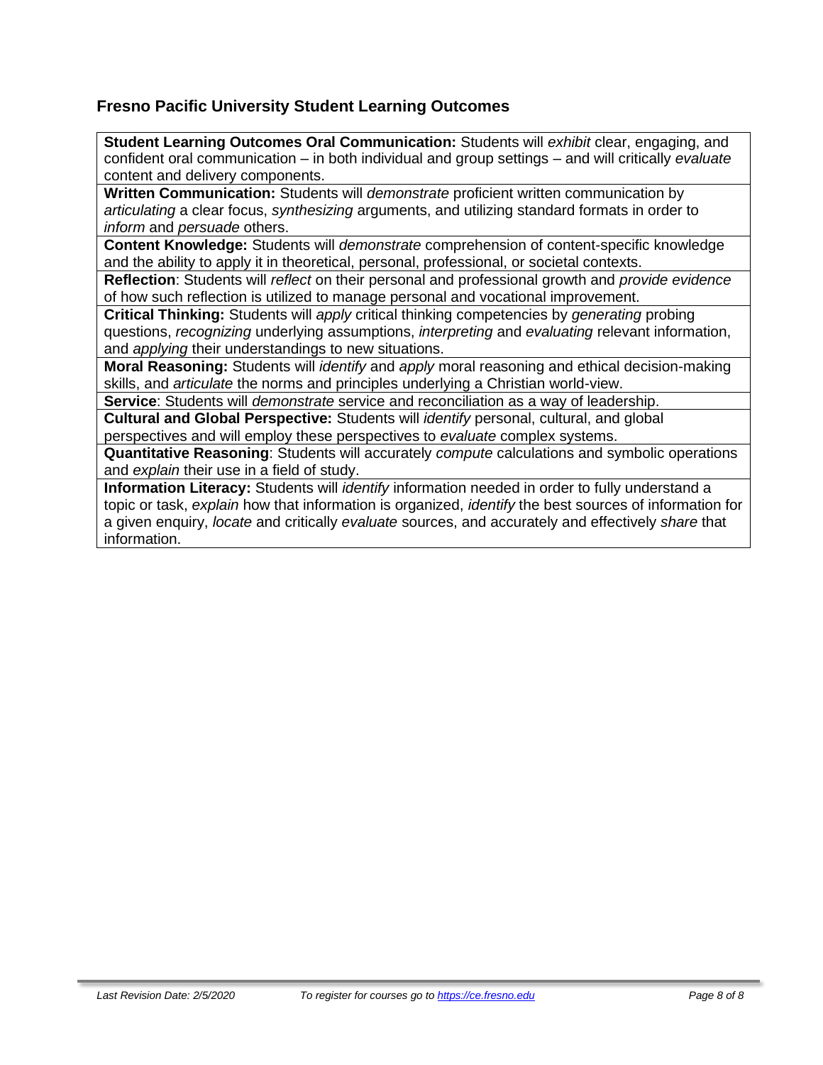## Fresno Pacific University Student Learning Outcomes

| |
|---|
| **Student Learning Outcomes Oral Communication:** Students will *exhibit* clear, engaging, and confident oral communication – in both individual and group settings – and will critically *evaluate* content and delivery components. |
| **Written Communication:** Students will *demonstrate* proficient written communication by *articulating* a clear focus, *synthesizing* arguments, and utilizing standard formats in order to *inform* and *persuade* others. |
| **Content Knowledge:** Students will *demonstrate* comprehension of content-specific knowledge and the ability to apply it in theoretical, personal, professional, or societal contexts. |
| **Reflection**: Students will *reflect* on their personal and professional growth and *provide evidence* of how such reflection is utilized to manage personal and vocational improvement. |
| **Critical Thinking:** Students will *apply* critical thinking competencies by *generating* probing questions, *recognizing* underlying assumptions, *interpreting* and *evaluating* relevant information, and *applying* their understandings to new situations. |
| **Moral Reasoning:** Students will *identify* and *apply* moral reasoning and ethical decision-making skills, and *articulate* the norms and principles underlying a Christian world-view. |
| **Service**: Students will *demonstrate* service and reconciliation as a way of leadership. |
| **Cultural and Global Perspective:** Students will *identify* personal, cultural, and global perspectives and will employ these perspectives to *evaluate* complex systems. |
| **Quantitative Reasoning**: Students will accurately *compute* calculations and symbolic operations and *explain* their use in a field of study. |
| **Information Literacy:** Students will *identify* information needed in order to fully understand a topic or task, *explain* how that information is organized, *identify* the best sources of information for a given enquiry, *locate* and critically *evaluate* sources, and accurately and effectively *share* that information. |